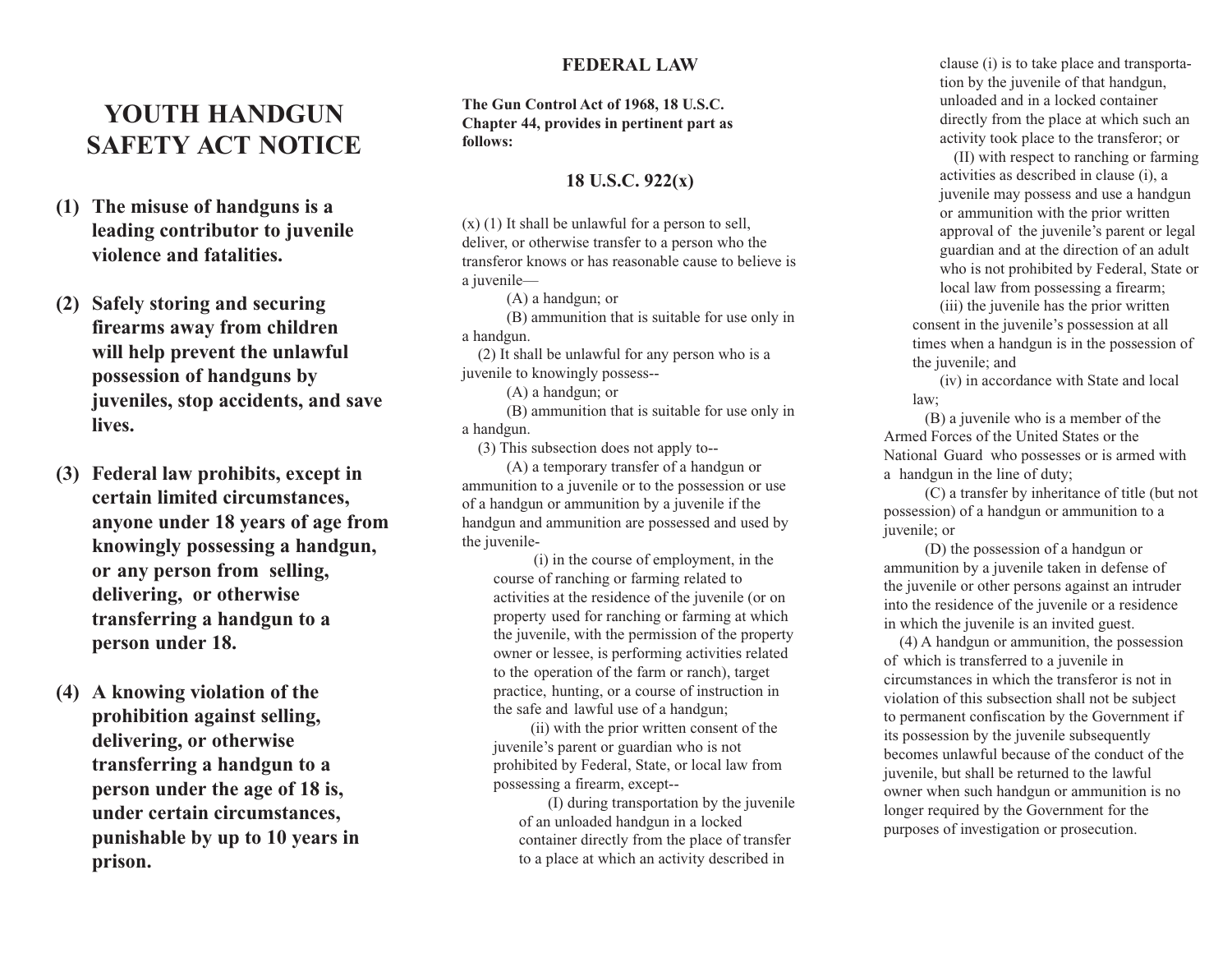# YOUTH HANDGUN SAFETY ACT NOTICE

**(1) The misuse of handguns is a leading contributor to juvenile violence and fatalities.**

**(2) Safely storing and securing firearms away from children will help prevent the unlawful possession of handguns by juveniles, stop accidents, and save lives.**

**(3) Federal law prohibits, except in certain limited circumstances, anyone under 18 years of age from knowingly possessing a handgun, or any person from selling, delivering, or otherwise transferring a handgun to a person under 18.**

**(4) A knowing violation of the prohibition against selling, delivering, or otherwise transferring a handgun to a person under the age of 18 is, under certain circumstances, punishable by up to 10 years in prison.**

## FEDERAL LAW

**The Gun Control Act of 1968, 18 U.S.C. Chapter 44, provides in pertinent part as follows:**

### 18 U.S.C. 922(x)

(x) (1) It shall be unlawful for a person to sell, deliver, or otherwise transfer to a person who the transferor knows or has reasonable cause to believe is a juvenile—

(A) a handgun; or

(B) ammunition that is suitable for use only in a handgun.

(2) It shall be unlawful for any person who is a juvenile to knowingly possess--

(A) a handgun; or

(B) ammunition that is suitable for use only in a handgun.

(3) This subsection does not apply to--

(A) a temporary transfer of a handgun or ammunition to a juvenile or to the possession or use of a handgun or ammunition by a juvenile if the handgun and ammunition are possessed and used by the juvenile-

(i) in the course of employment, in the course of ranching or farming related to activities at the residence of the juvenile (or on property used for ranching or farming at which the juvenile, with the permission of the property owner or lessee, is performing activities related to the operation of the farm or ranch), target practice, hunting, or a course of instruction in the safe and lawful use of a handgun;

(ii) with the prior written consent of the juvenile's parent or guardian who is not prohibited by Federal, State, or local law from possessing a firearm, except--

(I) during transportation by the juvenile of an unloaded handgun in a locked container directly from the place of transfer to a place at which an activity described in clause (i) is to take place and transportation by the juvenile of that handgun, unloaded and in a locked container directly from the place at which such an activity took place to the transferor; or

(II) with respect to ranching or farming activities as described in clause (i), a juvenile may possess and use a handgun or ammunition with the prior written approval of the juvenile's parent or legal guardian and at the direction of an adult who is not prohibited by Federal, State or local law from possessing a firearm;

(iii) the juvenile has the prior written consent in the juvenile's possession at all times when a handgun is in the possession of the juvenile; and

(iv) in accordance with State and local law;

(B) a juvenile who is a member of the Armed Forces of the United States or the National Guard who possesses or is armed with a handgun in the line of duty;

(C) a transfer by inheritance of title (but not possession) of a handgun or ammunition to a juvenile; or

(D) the possession of a handgun or ammunition by a juvenile taken in defense of the juvenile or other persons against an intruder into the residence of the juvenile or a residence in which the juvenile is an invited guest.

(4) A handgun or ammunition, the possession of which is transferred to a juvenile in circumstances in which the transferor is not in violation of this subsection shall not be subject to permanent confiscation by the Government if its possession by the juvenile subsequently becomes unlawful because of the conduct of the juvenile, but shall be returned to the lawful owner when such handgun or ammunition is no longer required by the Government for the purposes of investigation or prosecution.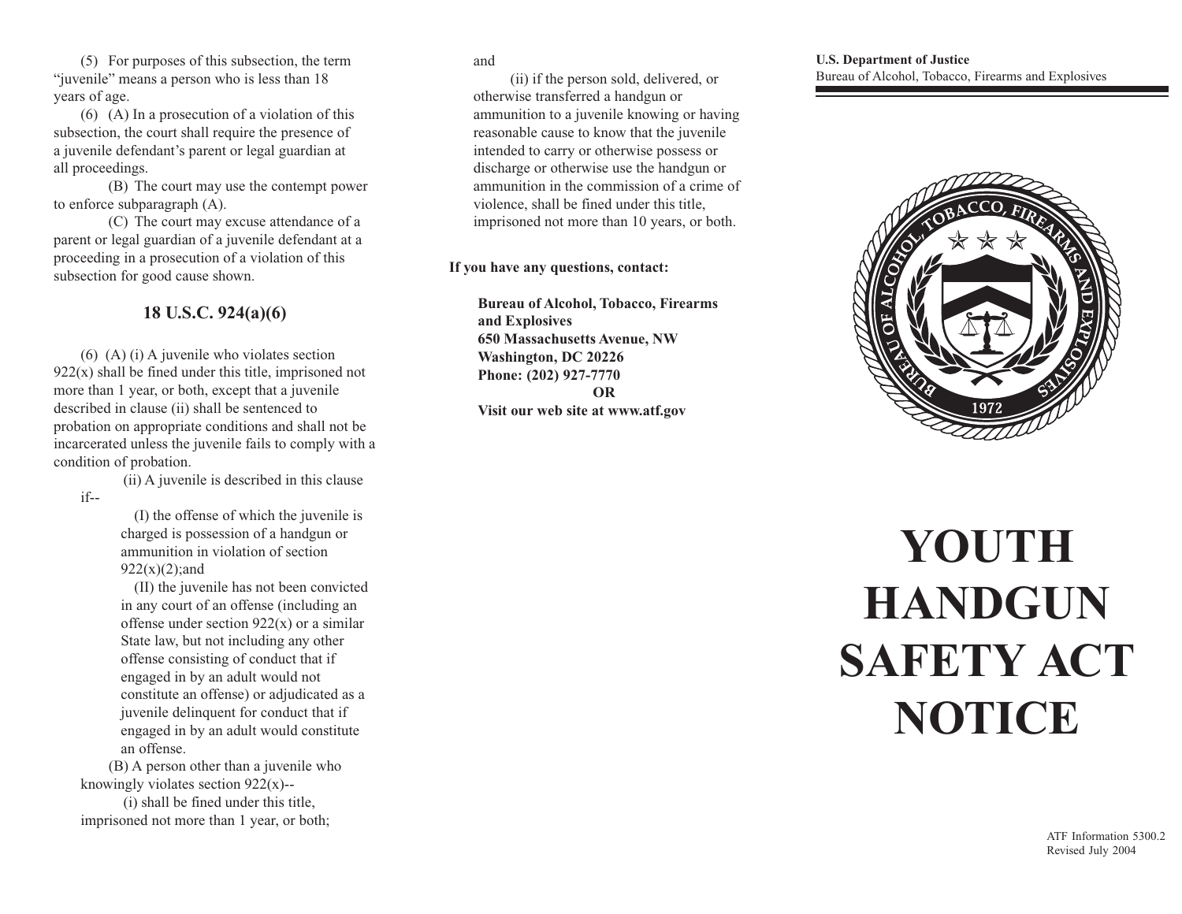(5) For purposes of this subsection, the term "juvenile" means a person who is less than 18 years of age.

(6) (A) In a prosecution of a violation of this subsection, the court shall require the presence of a juvenile defendant's parent or legal guardian at all proceedings.

(B) The court may use the contempt power to enforce subparagraph (A).

(C) The court may excuse attendance of a parent or legal guardian of a juvenile defendant at a proceeding in a prosecution of a violation of this subsection for good cause shown.

## 18 U.S.C. 924(a)(6)

(6) (A) (i) A juvenile who violates section 922(x) shall be fined under this title, imprisoned not more than 1 year, or both, except that a juvenile described in clause (ii) shall be sentenced to probation on appropriate conditions and shall not be incarcerated unless the juvenile fails to comply with a condition of probation.

(ii) A juvenile is described in this clause if--

(I) the offense of which the juvenile is charged is possession of a handgun or ammunition in violation of section 922(x)(2);and

(II) the juvenile has not been convicted in any court of an offense (including an offense under section 922(x) or a similar State law, but not including any other offense consisting of conduct that if engaged in by an adult would not constitute an offense) or adjudicated as a juvenile delinquent for conduct that if engaged in by an adult would constitute an offense.

(B) A person other than a juvenile who knowingly violates section 922(x)--

(i) shall be fined under this title, imprisoned not more than 1 year, or both; and

(ii) if the person sold, delivered, or otherwise transferred a handgun or ammunition to a juvenile knowing or having reasonable cause to know that the juvenile intended to carry or otherwise possess or discharge or otherwise use the handgun or ammunition in the commission of a crime of violence, shall be fined under this title, imprisoned not more than 10 years, or both.

**If you have any questions, contact:**

**Bureau of Alcohol, Tobacco, Firearms and Explosives**
**650 Massachusetts Avenue, NW**
**Washington, DC 20226**
**Phone: (202) 927-7770**
**OR**
**Visit our web site at www.atf.gov**

**U.S. Department of Justice**
Bureau of Alcohol, Tobacco, Firearms and Explosives

# YOUTH HANDGUN SAFETY ACT NOTICE

ATF Information 5300.2
Revised July 2004